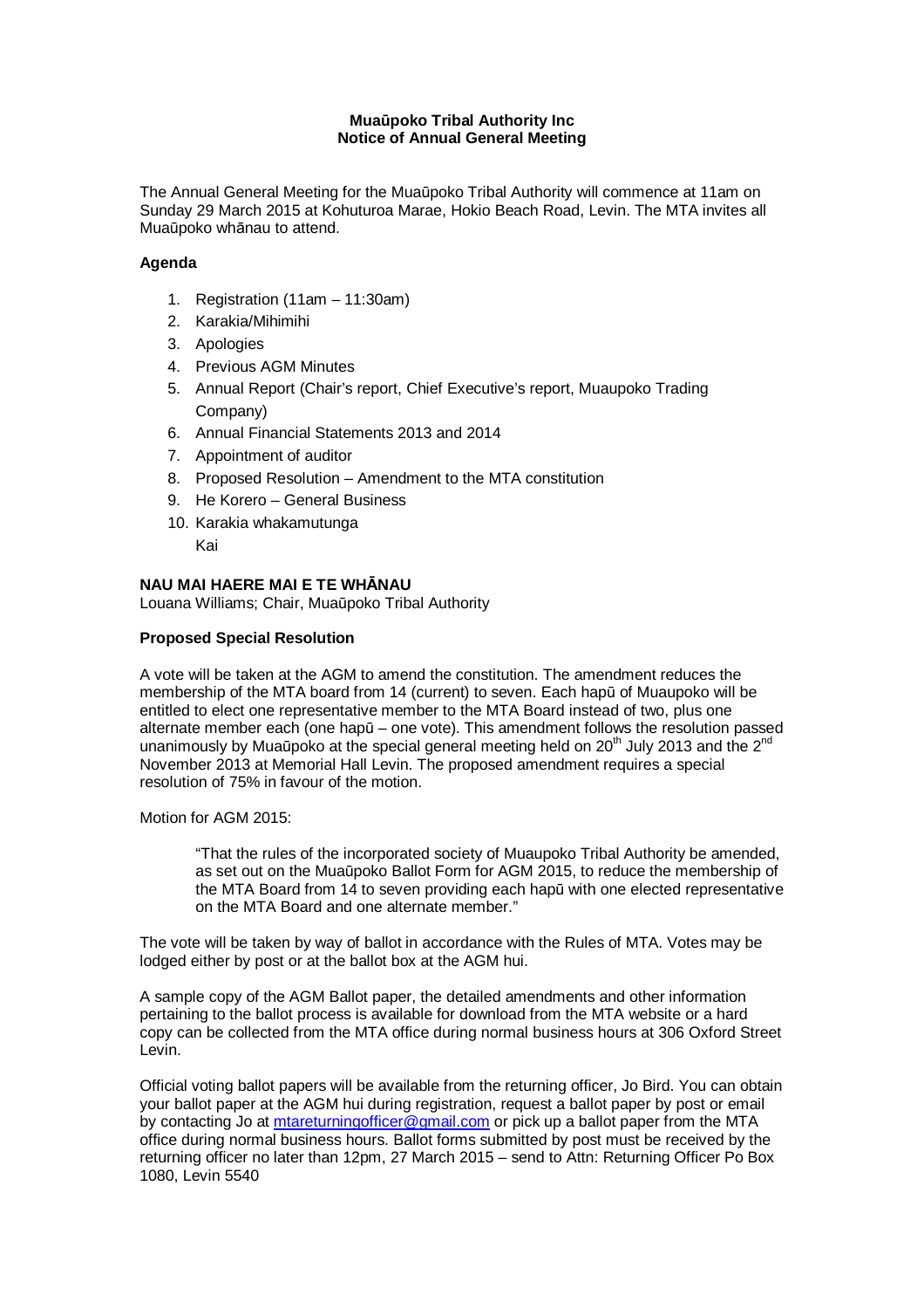**Muaūpoko Tribal Authority Inc**
**Notice of Annual General Meeting**

The Annual General Meeting for the Muaūpoko Tribal Authority will commence at 11am on Sunday 29 March 2015 at Kohuturoa Marae, Hokio Beach Road, Levin. The MTA invites all Muaūpoko whānau to attend.

**Agenda**

1. Registration (11am – 11:30am)
2. Karakia/Mihimihi
3. Apologies
4. Previous AGM Minutes
5. Annual Report (Chair's report, Chief Executive's report, Muaupoko Trading Company)
6. Annual Financial Statements 2013 and 2014
7. Appointment of auditor
8. Proposed Resolution – Amendment to the MTA constitution
9. He Korero – General Business
10. Karakia whakamutunga

    Kai

**NAU MAI HAERE MAI E TE WHĀNAU**
Louana Williams; Chair, Muaūpoko Tribal Authority

**Proposed Special Resolution**

A vote will be taken at the AGM to amend the constitution. The amendment reduces the membership of the MTA board from 14 (current) to seven. Each hapū of Muaupoko will be entitled to elect one representative member to the MTA Board instead of two, plus one alternate member each (one hapū – one vote). This amendment follows the resolution passed unanimously by Muaūpoko at the special general meeting held on 20th July 2013 and the 2nd November 2013 at Memorial Hall Levin. The proposed amendment requires a special resolution of 75% in favour of the motion.

Motion for AGM 2015:

> "That the rules of the incorporated society of Muaupoko Tribal Authority be amended, as set out on the Muaūpoko Ballot Form for AGM 2015, to reduce the membership of the MTA Board from 14 to seven providing each hapū with one elected representative on the MTA Board and one alternate member."

The vote will be taken by way of ballot in accordance with the Rules of MTA. Votes may be lodged either by post or at the ballot box at the AGM hui.

A sample copy of the AGM Ballot paper, the detailed amendments and other information pertaining to the ballot process is available for download from the MTA website or a hard copy can be collected from the MTA office during normal business hours at 306 Oxford Street Levin.

Official voting ballot papers will be available from the returning officer, Jo Bird. You can obtain your ballot paper at the AGM hui during registration, request a ballot paper by post or email by contacting Jo at mtareturningofficer@gmail.com or pick up a ballot paper from the MTA office during normal business hours. Ballot forms submitted by post must be received by the returning officer no later than 12pm, 27 March 2015 – send to Attn: Returning Officer Po Box 1080, Levin 5540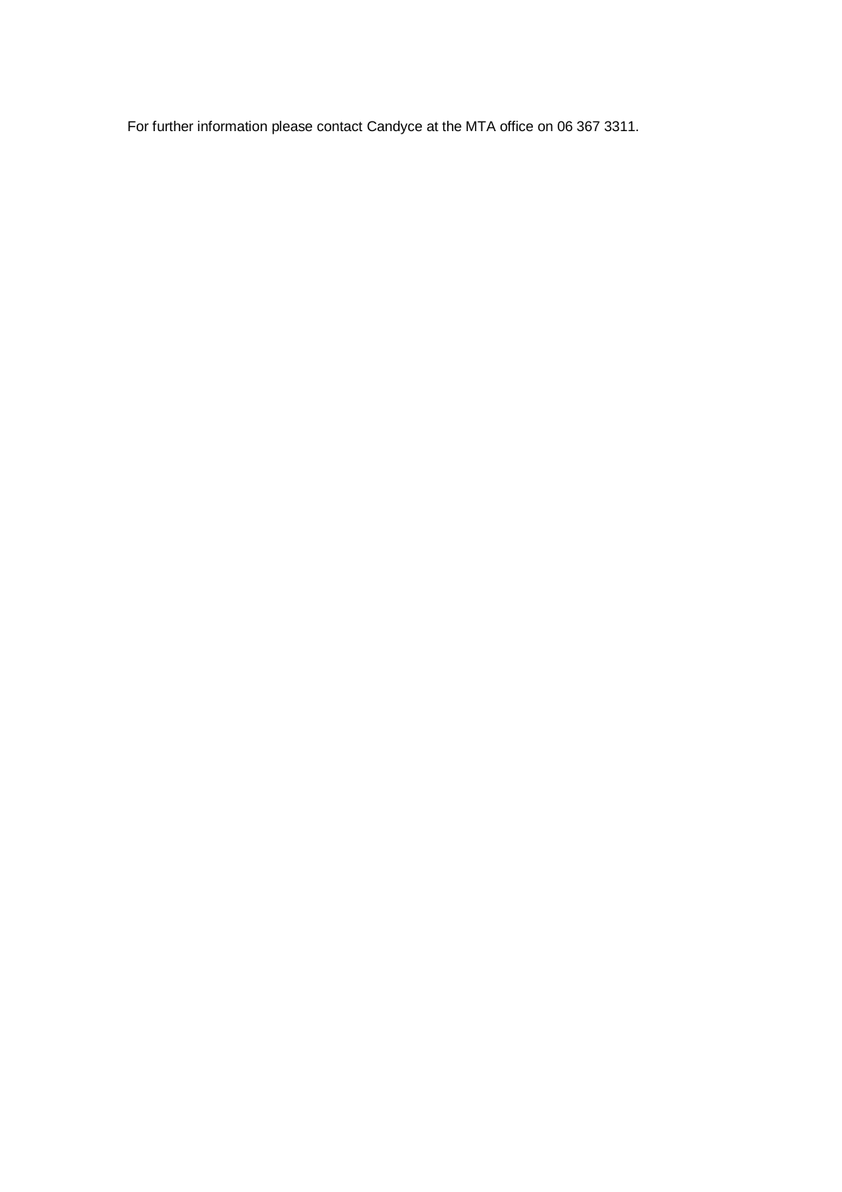For further information please contact Candyce at the MTA office on 06 367 3311.